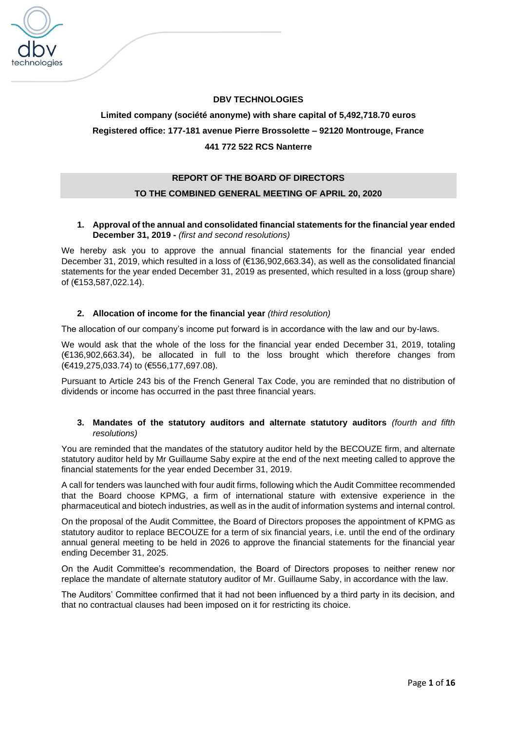**DBV TECHNOLOGIES**

**Limited company (société anonyme) with share capital of 5,492,718.70 euros**

**Registered office: 177-181 avenue Pierre Brossolette – 92120 Montrouge, France**

**441 772 522 RCS Nanterre**

# REPORT OF THE BOARD OF DIRECTORS TO THE COMBINED GENERAL MEETING OF APRIL 20, 2020

## 1. Approval of the annual and consolidated financial statements for the financial year ended December 31, 2019 - *(first and second resolutions)*

We hereby ask you to approve the annual financial statements for the financial year ended December 31, 2019, which resulted in a loss of (€136,902,663.34), as well as the consolidated financial statements for the year ended December 31, 2019 as presented, which resulted in a loss (group share) of (€153,587,022.14).

## 2. Allocation of income for the financial year *(third resolution)*

The allocation of our company's income put forward is in accordance with the law and our by-laws.

We would ask that the whole of the loss for the financial year ended December 31, 2019, totaling (€136,902,663.34), be allocated in full to the loss brought which therefore changes from (€419,275,033.74) to (€556,177,697.08).

Pursuant to Article 243 bis of the French General Tax Code, you are reminded that no distribution of dividends or income has occurred in the past three financial years.

## 3. Mandates of the statutory auditors and alternate statutory auditors *(fourth and fifth resolutions)*

You are reminded that the mandates of the statutory auditor held by the BECOUZE firm, and alternate statutory auditor held by Mr Guillaume Saby expire at the end of the next meeting called to approve the financial statements for the year ended December 31, 2019.

A call for tenders was launched with four audit firms, following which the Audit Committee recommended that the Board choose KPMG, a firm of international stature with extensive experience in the pharmaceutical and biotech industries, as well as in the audit of information systems and internal control.

On the proposal of the Audit Committee, the Board of Directors proposes the appointment of KPMG as statutory auditor to replace BECOUZE for a term of six financial years, i.e. until the end of the ordinary annual general meeting to be held in 2026 to approve the financial statements for the financial year ending December 31, 2025.

On the Audit Committee's recommendation, the Board of Directors proposes to neither renew nor replace the mandate of alternate statutory auditor of Mr. Guillaume Saby, in accordance with the law.

The Auditors' Committee confirmed that it had not been influenced by a third party in its decision, and that no contractual clauses had been imposed on it for restricting its choice.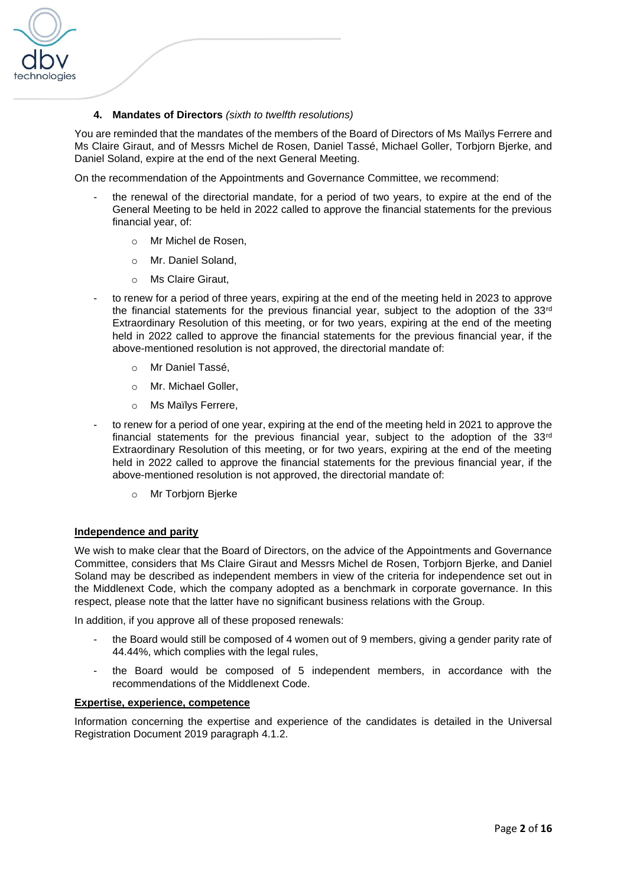### 4. **Mandates of Directors** *(sixth to twelfth resolutions)*

You are reminded that the mandates of the members of the Board of Directors of Ms Maïlys Ferrere and Ms Claire Giraut, and of Messrs Michel de Rosen, Daniel Tassé, Michael Goller, Torbjorn Bjerke, and Daniel Soland, expire at the end of the next General Meeting.

On the recommendation of the Appointments and Governance Committee, we recommend:

- the renewal of the directorial mandate, for a period of two years, to expire at the end of the General Meeting to be held in 2022 called to approve the financial statements for the previous financial year, of:
    - Mr Michel de Rosen,
    - Mr. Daniel Soland,
    - Ms Claire Giraut,
- to renew for a period of three years, expiring at the end of the meeting held in 2023 to approve the financial statements for the previous financial year, subject to the adoption of the 33rd Extraordinary Resolution of this meeting, or for two years, expiring at the end of the meeting held in 2022 called to approve the financial statements for the previous financial year, if the above-mentioned resolution is not approved, the directorial mandate of:
    - Mr Daniel Tassé,
    - Mr. Michael Goller,
    - Ms Maïlys Ferrere,
- to renew for a period of one year, expiring at the end of the meeting held in 2021 to approve the financial statements for the previous financial year, subject to the adoption of the 33rd Extraordinary Resolution of this meeting, or for two years, expiring at the end of the meeting held in 2022 called to approve the financial statements for the previous financial year, if the above-mentioned resolution is not approved, the directorial mandate of:
    - Mr Torbjorn Bjerke

**Independence and parity**

We wish to make clear that the Board of Directors, on the advice of the Appointments and Governance Committee, considers that Ms Claire Giraut and Messrs Michel de Rosen, Torbjorn Bjerke, and Daniel Soland may be described as independent members in view of the criteria for independence set out in the Middlenext Code, which the company adopted as a benchmark in corporate governance. In this respect, please note that the latter have no significant business relations with the Group.

In addition, if you approve all of these proposed renewals:

- the Board would still be composed of 4 women out of 9 members, giving a gender parity rate of 44.44%, which complies with the legal rules,
- the Board would be composed of 5 independent members, in accordance with the recommendations of the Middlenext Code.

**Expertise, experience, competence**

Information concerning the expertise and experience of the candidates is detailed in the Universal Registration Document 2019 paragraph 4.1.2.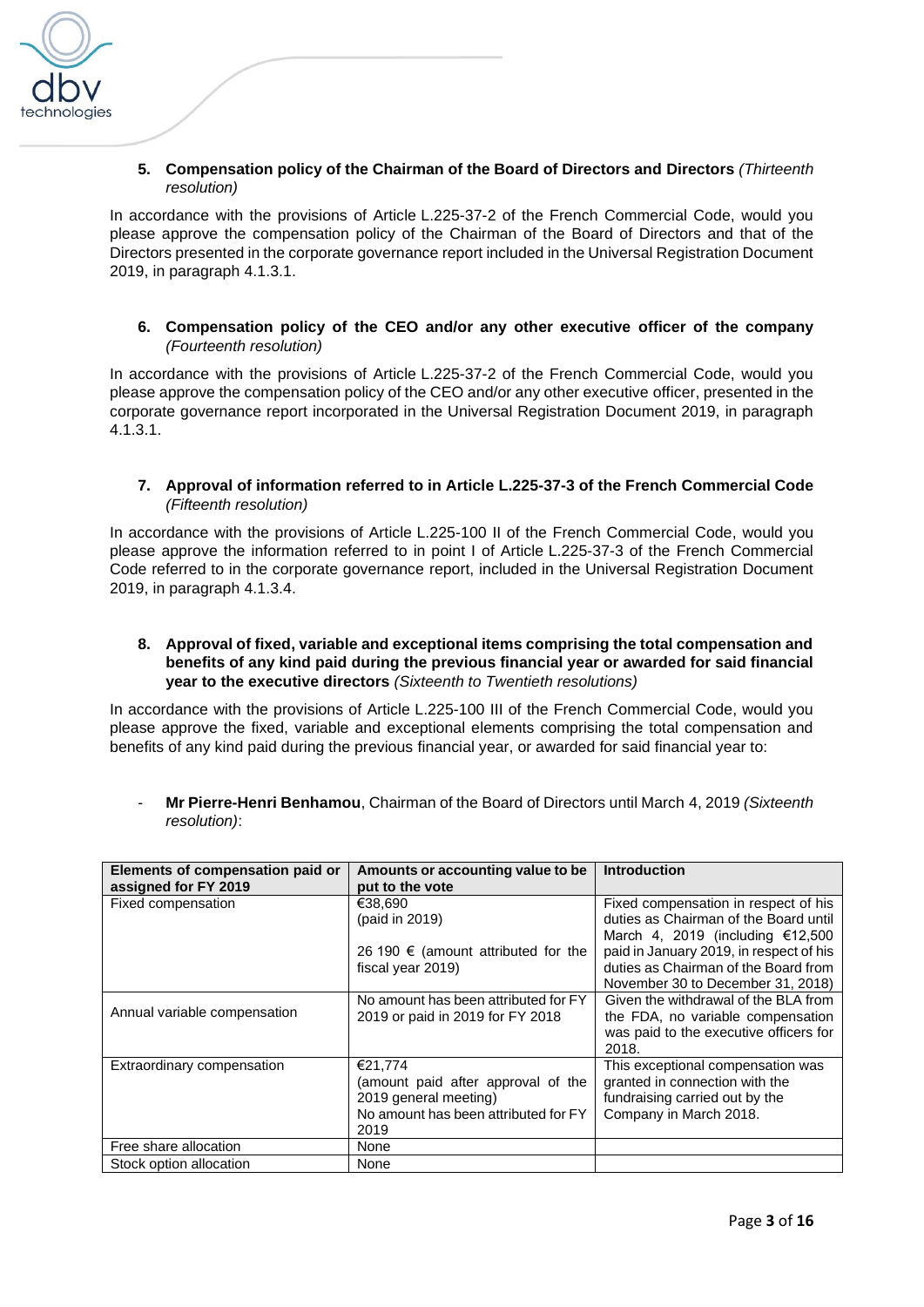**5. Compensation policy of the Chairman of the Board of Directors and Directors** *(Thirteenth resolution)*

In accordance with the provisions of Article L.225-37-2 of the French Commercial Code, would you please approve the compensation policy of the Chairman of the Board of Directors and that of the Directors presented in the corporate governance report included in the Universal Registration Document 2019, in paragraph 4.1.3.1.

**6. Compensation policy of the CEO and/or any other executive officer of the company** *(Fourteenth resolution)*

In accordance with the provisions of Article L.225-37-2 of the French Commercial Code, would you please approve the compensation policy of the CEO and/or any other executive officer, presented in the corporate governance report incorporated in the Universal Registration Document 2019, in paragraph 4.1.3.1.

**7. Approval of information referred to in Article L.225-37-3 of the French Commercial Code** *(Fifteenth resolution)*

In accordance with the provisions of Article L.225-100 II of the French Commercial Code, would you please approve the information referred to in point I of Article L.225-37-3 of the French Commercial Code referred to in the corporate governance report, included in the Universal Registration Document 2019, in paragraph 4.1.3.4.

**8. Approval of fixed, variable and exceptional items comprising the total compensation and benefits of any kind paid during the previous financial year or awarded for said financial year to the executive directors** *(Sixteenth to Twentieth resolutions)*

In accordance with the provisions of Article L.225-100 III of the French Commercial Code, would you please approve the fixed, variable and exceptional elements comprising the total compensation and benefits of any kind paid during the previous financial year, or awarded for said financial year to:

- **Mr Pierre-Henri Benhamou**, Chairman of the Board of Directors until March 4, 2019 *(Sixteenth resolution)*:

| Elements of compensation paid or assigned for FY 2019 | Amounts or accounting value to be put to the vote | Introduction |
|---|---|---|
| Fixed compensation | €38,690 (paid in 2019)<br><br>26 190 € (amount attributed for the fiscal year 2019) | Fixed compensation in respect of his duties as Chairman of the Board until March 4, 2019 (including €12,500 paid in January 2019, in respect of his duties as Chairman of the Board from November 30 to December 31, 2018) |
| Annual variable compensation | No amount has been attributed for FY 2019 or paid in 2019 for FY 2018 | Given the withdrawal of the BLA from the FDA, no variable compensation was paid to the executive officers for 2018. |
| Extraordinary compensation | €21,774 (amount paid after approval of the 2019 general meeting)<br>No amount has been attributed for FY 2019 | This exceptional compensation was granted in connection with the fundraising carried out by the Company in March 2018. |
| Free share allocation | None | |
| Stock option allocation | None | |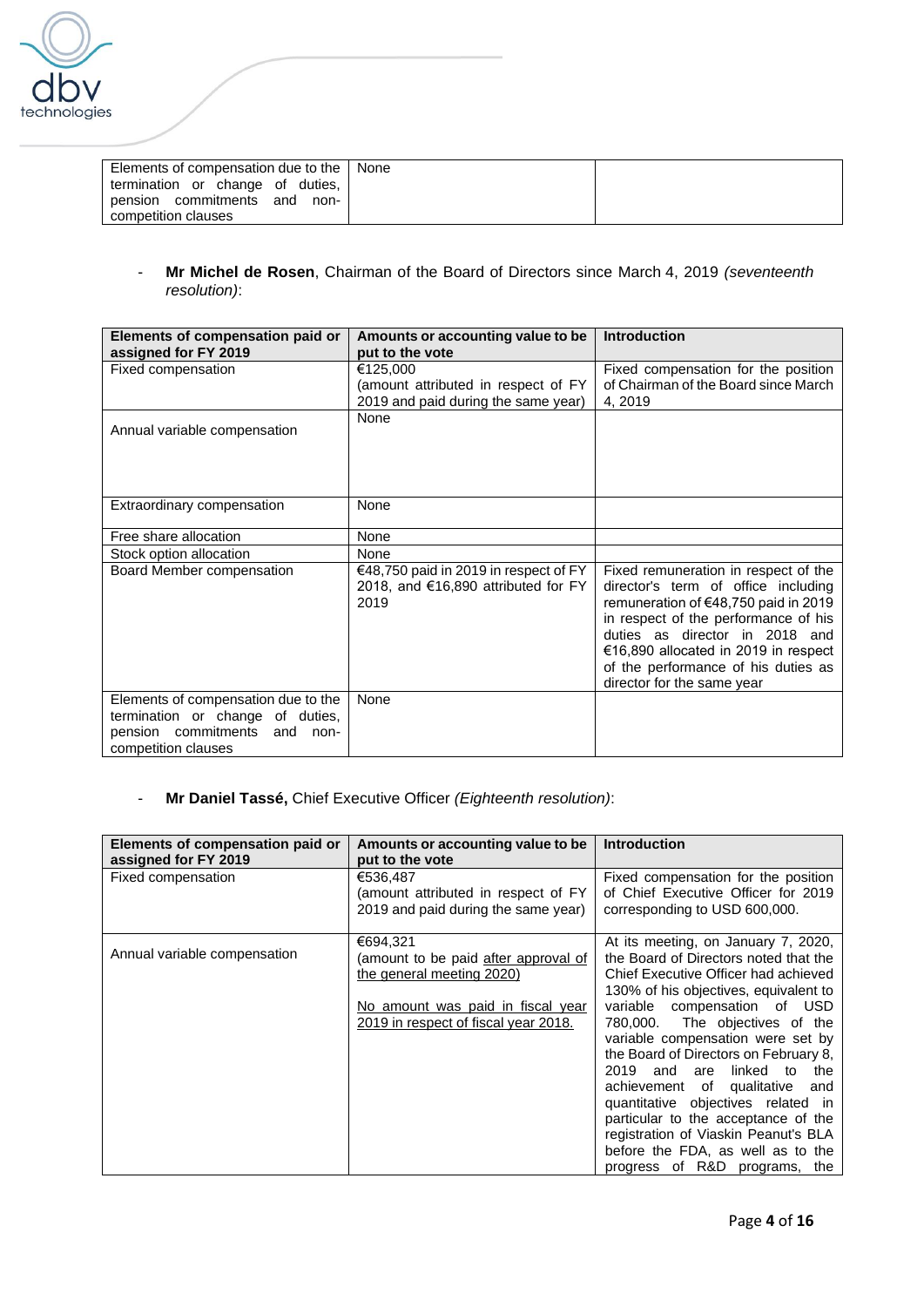| Elements of compensation due to the termination or change of duties, pension commitments and non-competition clauses | None | |
|---|---|---|

- **Mr Michel de Rosen**, Chairman of the Board of Directors since March 4, 2019 *(seventeenth resolution)*:

| Elements of compensation paid or assigned for FY 2019 | Amounts or accounting value to be put to the vote | Introduction |
|---|---|---|
| Fixed compensation | €125,000 (amount attributed in respect of FY 2019 and paid during the same year) | Fixed compensation for the position of Chairman of the Board since March 4, 2019 |
| Annual variable compensation | None | |
| Extraordinary compensation | None | |
| Free share allocation | None | |
| Stock option allocation | None | |
| Board Member compensation | €48,750 paid in 2019 in respect of FY 2018, and €16,890 attributed for FY 2019 | Fixed remuneration in respect of the director's term of office including remuneration of €48,750 paid in 2019 in respect of the performance of his duties as director in 2018 and €16,890 allocated in 2019 in respect of the performance of his duties as director for the same year |
| Elements of compensation due to the termination or change of duties, pension commitments and non-competition clauses | None | |

- **Mr Daniel Tassé,** Chief Executive Officer *(Eighteenth resolution)*:

| Elements of compensation paid or assigned for FY 2019 | Amounts or accounting value to be put to the vote | Introduction |
|---|---|---|
| Fixed compensation | €536,487 (amount attributed in respect of FY 2019 and paid during the same year) | Fixed compensation for the position of Chief Executive Officer for 2019 corresponding to USD 600,000. |
| Annual variable compensation | €694,321 (amount to be paid <u>after approval of the general meeting 2020)</u><br><br><u>No amount was paid in fiscal year 2019 in respect of fiscal year 2018.</u> | At its meeting, on January 7, 2020, the Board of Directors noted that the Chief Executive Officer had achieved 130% of his objectives, equivalent to variable compensation of USD 780,000. The objectives of the variable compensation were set by the Board of Directors on February 8, 2019 and are linked to the achievement of qualitative and quantitative objectives related in particular to the acceptance of the registration of Viaskin Peanut's BLA before the FDA, as well as to the progress of R&D programs, the |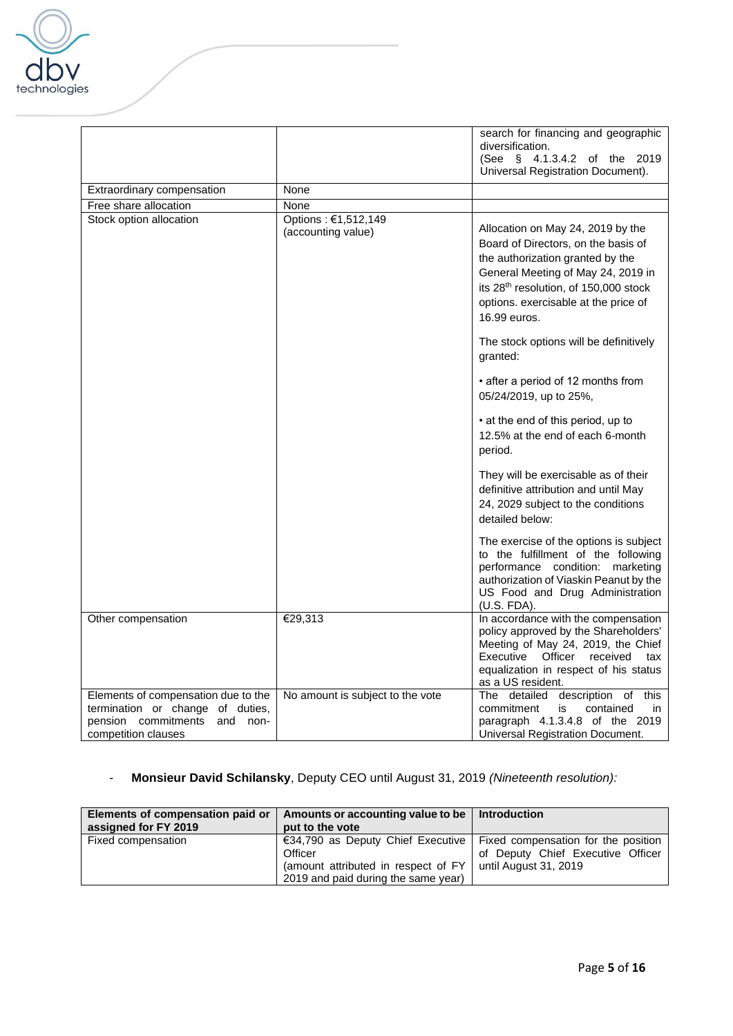| | | |
|---|---|---|
| | | search for financing and geographic diversification. (See § 4.1.3.4.2 of the 2019 Universal Registration Document). |
| Extraordinary compensation | None | |
| Free share allocation | None | |
| Stock option allocation | Options : €1,512,149 (accounting value) | Allocation on May 24, 2019 by the Board of Directors, on the basis of the authorization granted by the General Meeting of May 24, 2019 in its 28th resolution, of 150,000 stock options. exercisable at the price of 16.99 euros.<br><br>The stock options will be definitively granted:<br><br>• after a period of 12 months from 05/24/2019, up to 25%,<br><br>• at the end of this period, up to 12.5% at the end of each 6-month period.<br><br>They will be exercisable as of their definitive attribution and until May 24, 2029 subject to the conditions detailed below:<br><br>The exercise of the options is subject to the fulfillment of the following performance condition: marketing authorization of Viaskin Peanut by the US Food and Drug Administration (U.S. FDA). |
| Other compensation | €29,313 | In accordance with the compensation policy approved by the Shareholders' Meeting of May 24, 2019, the Chief Executive Officer received tax equalization in respect of his status as a US resident. |
| Elements of compensation due to the termination or change of duties, pension commitments and non-competition clauses | No amount is subject to the vote | The detailed description of this commitment is contained in paragraph 4.1.3.4.8 of the 2019 Universal Registration Document. |

- **Monsieur David Schilansky**, Deputy CEO until August 31, 2019 *(Nineteenth resolution):*

| Elements of compensation paid or assigned for FY 2019 | Amounts or accounting value to be put to the vote | Introduction |
|---|---|---|
| Fixed compensation | €34,790 as Deputy Chief Executive Officer (amount attributed in respect of FY 2019 and paid during the same year) | Fixed compensation for the position of Deputy Chief Executive Officer until August 31, 2019 |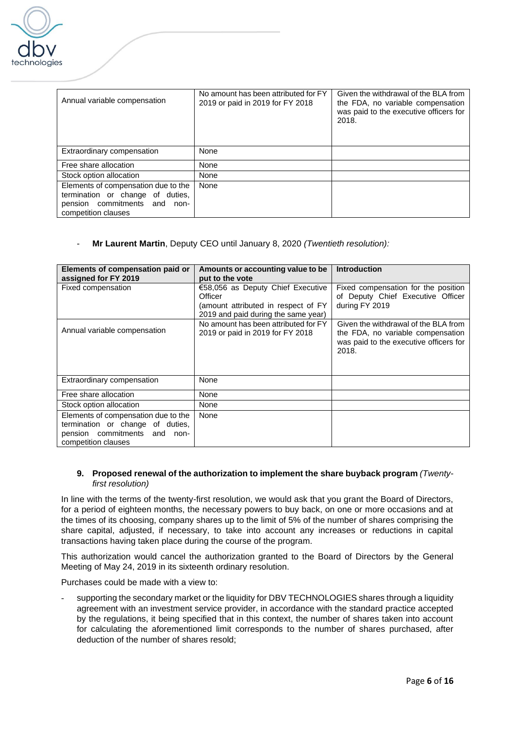| | | |
|---|---|---|
| Annual variable compensation | No amount has been attributed for FY 2019 or paid in 2019 for FY 2018 | Given the withdrawal of the BLA from the FDA, no variable compensation was paid to the executive officers for 2018. |
| Extraordinary compensation | None | |
| Free share allocation | None | |
| Stock option allocation | None | |
| Elements of compensation due to the termination or change of duties, pension commitments and non-competition clauses | None | |

- **Mr Laurent Martin**, Deputy CEO until January 8, 2020 *(Twentieth resolution):*

| Elements of compensation paid or assigned for FY 2019 | Amounts or accounting value to be put to the vote | Introduction |
|---|---|---|
| Fixed compensation | €58,056 as Deputy Chief Executive Officer (amount attributed in respect of FY 2019 and paid during the same year) | Fixed compensation for the position of Deputy Chief Executive Officer during FY 2019 |
| Annual variable compensation | No amount has been attributed for FY 2019 or paid in 2019 for FY 2018 | Given the withdrawal of the BLA from the FDA, no variable compensation was paid to the executive officers for 2018. |
| Extraordinary compensation | None | |
| Free share allocation | None | |
| Stock option allocation | None | |
| Elements of compensation due to the termination or change of duties, pension commitments and non-competition clauses | None | |

### 9. Proposed renewal of the authorization to implement the share buyback program *(Twenty-first resolution)*

In line with the terms of the twenty-first resolution, we would ask that you grant the Board of Directors, for a period of eighteen months, the necessary powers to buy back, on one or more occasions and at the times of its choosing, company shares up to the limit of 5% of the number of shares comprising the share capital, adjusted, if necessary, to take into account any increases or reductions in capital transactions having taken place during the course of the program.

This authorization would cancel the authorization granted to the Board of Directors by the General Meeting of May 24, 2019 in its sixteenth ordinary resolution.

Purchases could be made with a view to:

- supporting the secondary market or the liquidity for DBV TECHNOLOGIES shares through a liquidity agreement with an investment service provider, in accordance with the standard practice accepted by the regulations, it being specified that in this context, the number of shares taken into account for calculating the aforementioned limit corresponds to the number of shares purchased, after deduction of the number of shares resold;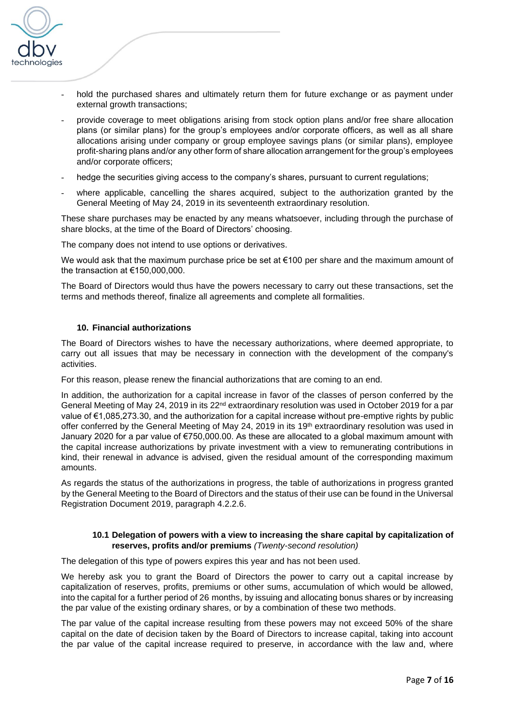- hold the purchased shares and ultimately return them for future exchange or as payment under external growth transactions;
- provide coverage to meet obligations arising from stock option plans and/or free share allocation plans (or similar plans) for the group's employees and/or corporate officers, as well as all share allocations arising under company or group employee savings plans (or similar plans), employee profit-sharing plans and/or any other form of share allocation arrangement for the group's employees and/or corporate officers;
- hedge the securities giving access to the company's shares, pursuant to current regulations;
- where applicable, cancelling the shares acquired, subject to the authorization granted by the General Meeting of May 24, 2019 in its seventeenth extraordinary resolution.

These share purchases may be enacted by any means whatsoever, including through the purchase of share blocks, at the time of the Board of Directors' choosing.

The company does not intend to use options or derivatives.

We would ask that the maximum purchase price be set at €100 per share and the maximum amount of the transaction at €150,000,000.

The Board of Directors would thus have the powers necessary to carry out these transactions, set the terms and methods thereof, finalize all agreements and complete all formalities.

## 10. Financial authorizations

The Board of Directors wishes to have the necessary authorizations, where deemed appropriate, to carry out all issues that may be necessary in connection with the development of the company's activities.

For this reason, please renew the financial authorizations that are coming to an end.

In addition, the authorization for a capital increase in favor of the classes of person conferred by the General Meeting of May 24, 2019 in its 22nd extraordinary resolution was used in October 2019 for a par value of €1,085,273.30, and the authorization for a capital increase without pre-emptive rights by public offer conferred by the General Meeting of May 24, 2019 in its 19th extraordinary resolution was used in January 2020 for a par value of €750,000.00. As these are allocated to a global maximum amount with the capital increase authorizations by private investment with a view to remunerating contributions in kind, their renewal in advance is advised, given the residual amount of the corresponding maximum amounts.

As regards the status of the authorizations in progress, the table of authorizations in progress granted by the General Meeting to the Board of Directors and the status of their use can be found in the Universal Registration Document 2019, paragraph 4.2.2.6.

### 10.1 Delegation of powers with a view to increasing the share capital by capitalization of reserves, profits and/or premiums *(Twenty-second resolution)*

The delegation of this type of powers expires this year and has not been used.

We hereby ask you to grant the Board of Directors the power to carry out a capital increase by capitalization of reserves, profits, premiums or other sums, accumulation of which would be allowed, into the capital for a further period of 26 months, by issuing and allocating bonus shares or by increasing the par value of the existing ordinary shares, or by a combination of these two methods.

The par value of the capital increase resulting from these powers may not exceed 50% of the share capital on the date of decision taken by the Board of Directors to increase capital, taking into account the par value of the capital increase required to preserve, in accordance with the law and, where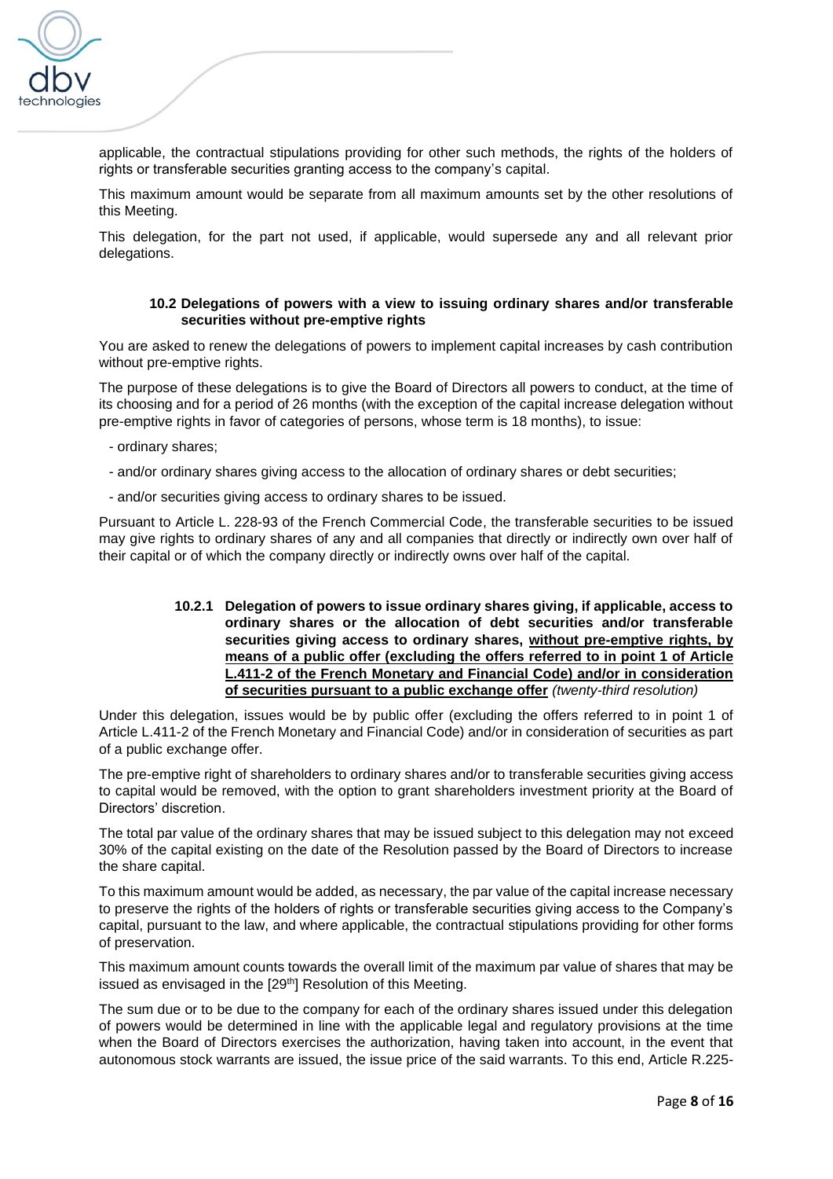applicable, the contractual stipulations providing for other such methods, the rights of the holders of rights or transferable securities granting access to the company's capital.

This maximum amount would be separate from all maximum amounts set by the other resolutions of this Meeting.

This delegation, for the part not used, if applicable, would supersede any and all relevant prior delegations.

### 10.2 Delegations of powers with a view to issuing ordinary shares and/or transferable securities without pre-emptive rights

You are asked to renew the delegations of powers to implement capital increases by cash contribution without pre-emptive rights.

The purpose of these delegations is to give the Board of Directors all powers to conduct, at the time of its choosing and for a period of 26 months (with the exception of the capital increase delegation without pre-emptive rights in favor of categories of persons, whose term is 18 months), to issue:

- ordinary shares;
- and/or ordinary shares giving access to the allocation of ordinary shares or debt securities;
- and/or securities giving access to ordinary shares to be issued.

Pursuant to Article L. 228-93 of the French Commercial Code, the transferable securities to be issued may give rights to ordinary shares of any and all companies that directly or indirectly own over half of their capital or of which the company directly or indirectly owns over half of the capital.

#### 10.2.1 Delegation of powers to issue ordinary shares giving, if applicable, access to ordinary shares or the allocation of debt securities and/or transferable securities giving access to ordinary shares, <u>without pre-emptive rights, by means of a public offer (excluding the offers referred to in point 1 of Article L.411-2 of the French Monetary and Financial Code) and/or in consideration of securities pursuant to a public exchange offer</u> *(twenty-third resolution)*

Under this delegation, issues would be by public offer (excluding the offers referred to in point 1 of Article L.411-2 of the French Monetary and Financial Code) and/or in consideration of securities as part of a public exchange offer.

The pre-emptive right of shareholders to ordinary shares and/or to transferable securities giving access to capital would be removed, with the option to grant shareholders investment priority at the Board of Directors' discretion.

The total par value of the ordinary shares that may be issued subject to this delegation may not exceed 30% of the capital existing on the date of the Resolution passed by the Board of Directors to increase the share capital.

To this maximum amount would be added, as necessary, the par value of the capital increase necessary to preserve the rights of the holders of rights or transferable securities giving access to the Company's capital, pursuant to the law, and where applicable, the contractual stipulations providing for other forms of preservation.

This maximum amount counts towards the overall limit of the maximum par value of shares that may be issued as envisaged in the [29th] Resolution of this Meeting.

The sum due or to be due to the company for each of the ordinary shares issued under this delegation of powers would be determined in line with the applicable legal and regulatory provisions at the time when the Board of Directors exercises the authorization, having taken into account, in the event that autonomous stock warrants are issued, the issue price of the said warrants. To this end, Article R.225-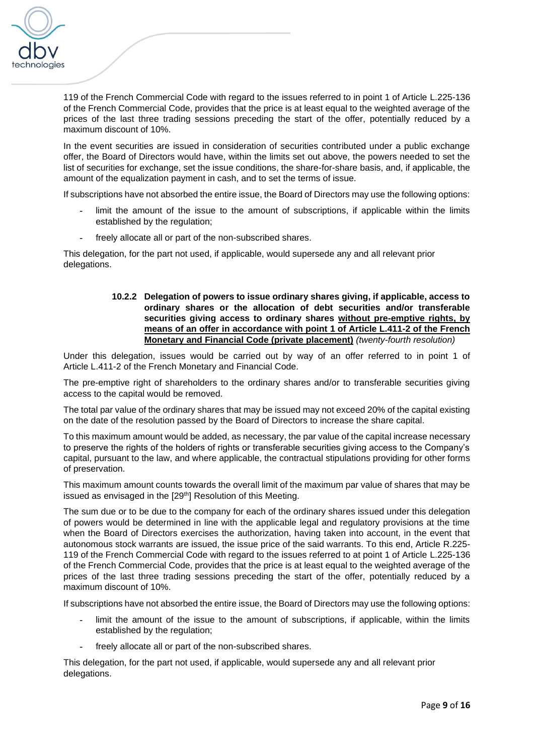119 of the French Commercial Code with regard to the issues referred to in point 1 of Article L.225-136 of the French Commercial Code, provides that the price is at least equal to the weighted average of the prices of the last three trading sessions preceding the start of the offer, potentially reduced by a maximum discount of 10%.

In the event securities are issued in consideration of securities contributed under a public exchange offer, the Board of Directors would have, within the limits set out above, the powers needed to set the list of securities for exchange, set the issue conditions, the share-for-share basis, and, if applicable, the amount of the equalization payment in cash, and to set the terms of issue.

If subscriptions have not absorbed the entire issue, the Board of Directors may use the following options:

- limit the amount of the issue to the amount of subscriptions, if applicable within the limits established by the regulation;
- freely allocate all or part of the non-subscribed shares.

This delegation, for the part not used, if applicable, would supersede any and all relevant prior delegations.

#### 10.2.2 Delegation of powers to issue ordinary shares giving, if applicable, access to ordinary shares or the allocation of debt securities and/or transferable securities giving access to ordinary shares <u>without pre-emptive rights, by means of an offer in accordance with point 1 of Article L.411-2 of the French Monetary and Financial Code (private placement)</u> *(twenty-fourth resolution)*

Under this delegation, issues would be carried out by way of an offer referred to in point 1 of Article L.411-2 of the French Monetary and Financial Code.

The pre-emptive right of shareholders to the ordinary shares and/or to transferable securities giving access to the capital would be removed.

The total par value of the ordinary shares that may be issued may not exceed 20% of the capital existing on the date of the resolution passed by the Board of Directors to increase the share capital.

To this maximum amount would be added, as necessary, the par value of the capital increase necessary to preserve the rights of the holders of rights or transferable securities giving access to the Company's capital, pursuant to the law, and where applicable, the contractual stipulations providing for other forms of preservation.

This maximum amount counts towards the overall limit of the maximum par value of shares that may be issued as envisaged in the [29th] Resolution of this Meeting.

The sum due or to be due to the company for each of the ordinary shares issued under this delegation of powers would be determined in line with the applicable legal and regulatory provisions at the time when the Board of Directors exercises the authorization, having taken into account, in the event that autonomous stock warrants are issued, the issue price of the said warrants. To this end, Article R.225-119 of the French Commercial Code with regard to the issues referred to at point 1 of Article L.225-136 of the French Commercial Code, provides that the price is at least equal to the weighted average of the prices of the last three trading sessions preceding the start of the offer, potentially reduced by a maximum discount of 10%.

If subscriptions have not absorbed the entire issue, the Board of Directors may use the following options:

- limit the amount of the issue to the amount of subscriptions, if applicable, within the limits established by the regulation;
- freely allocate all or part of the non-subscribed shares.

This delegation, for the part not used, if applicable, would supersede any and all relevant prior delegations.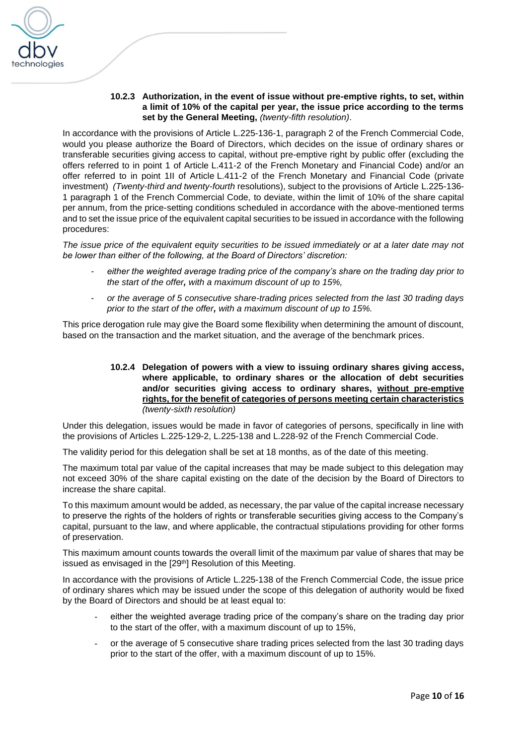#### 10.2.3 Authorization, in the event of issue without pre-emptive rights, to set, within a limit of 10% of the capital per year, the issue price according to the terms set by the General Meeting, *(twenty-fifth resolution)*.

In accordance with the provisions of Article L.225-136-1, paragraph 2 of the French Commercial Code, would you please authorize the Board of Directors, which decides on the issue of ordinary shares or transferable securities giving access to capital, without pre-emptive right by public offer (excluding the offers referred to in point 1 of Article L.411-2 of the French Monetary and Financial Code) and/or an offer referred to in point 1II of Article L.411-2 of the French Monetary and Financial Code (private investment) *(Twenty-third and twenty-fourth* resolutions), subject to the provisions of Article L.225-136-1 paragraph 1 of the French Commercial Code, to deviate, within the limit of 10% of the share capital per annum, from the price-setting conditions scheduled in accordance with the above-mentioned terms and to set the issue price of the equivalent capital securities to be issued in accordance with the following procedures:

*The issue price of the equivalent equity securities to be issued immediately or at a later date may not be lower than either of the following, at the Board of Directors' discretion:*

- *either the weighted average trading price of the company's share on the trading day prior to the start of the offer**,** with a maximum discount of up to 15%,*
- *or the average of 5 consecutive share-trading prices selected from the last 30 trading days prior to the start of the offer**,** with a maximum discount of up to 15%.*

This price derogation rule may give the Board some flexibility when determining the amount of discount, based on the transaction and the market situation, and the average of the benchmark prices.

#### 10.2.4 Delegation of powers with a view to issuing ordinary shares giving access, where applicable, to ordinary shares or the allocation of debt securities and/or securities giving access to ordinary shares, <u>without pre-emptive rights, for the benefit of categories of persons meeting certain characteristics</u> *(twenty-sixth resolution)*

Under this delegation, issues would be made in favor of categories of persons, specifically in line with the provisions of Articles L.225-129-2, L.225-138 and L.228-92 of the French Commercial Code.

The validity period for this delegation shall be set at 18 months, as of the date of this meeting.

The maximum total par value of the capital increases that may be made subject to this delegation may not exceed 30% of the share capital existing on the date of the decision by the Board of Directors to increase the share capital.

To this maximum amount would be added, as necessary, the par value of the capital increase necessary to preserve the rights of the holders of rights or transferable securities giving access to the Company's capital, pursuant to the law, and where applicable, the contractual stipulations providing for other forms of preservation.

This maximum amount counts towards the overall limit of the maximum par value of shares that may be issued as envisaged in the [29th] Resolution of this Meeting.

In accordance with the provisions of Article L.225-138 of the French Commercial Code, the issue price of ordinary shares which may be issued under the scope of this delegation of authority would be fixed by the Board of Directors and should be at least equal to:

- either the weighted average trading price of the company's share on the trading day prior to the start of the offer, with a maximum discount of up to 15%,
- or the average of 5 consecutive share trading prices selected from the last 30 trading days prior to the start of the offer, with a maximum discount of up to 15%.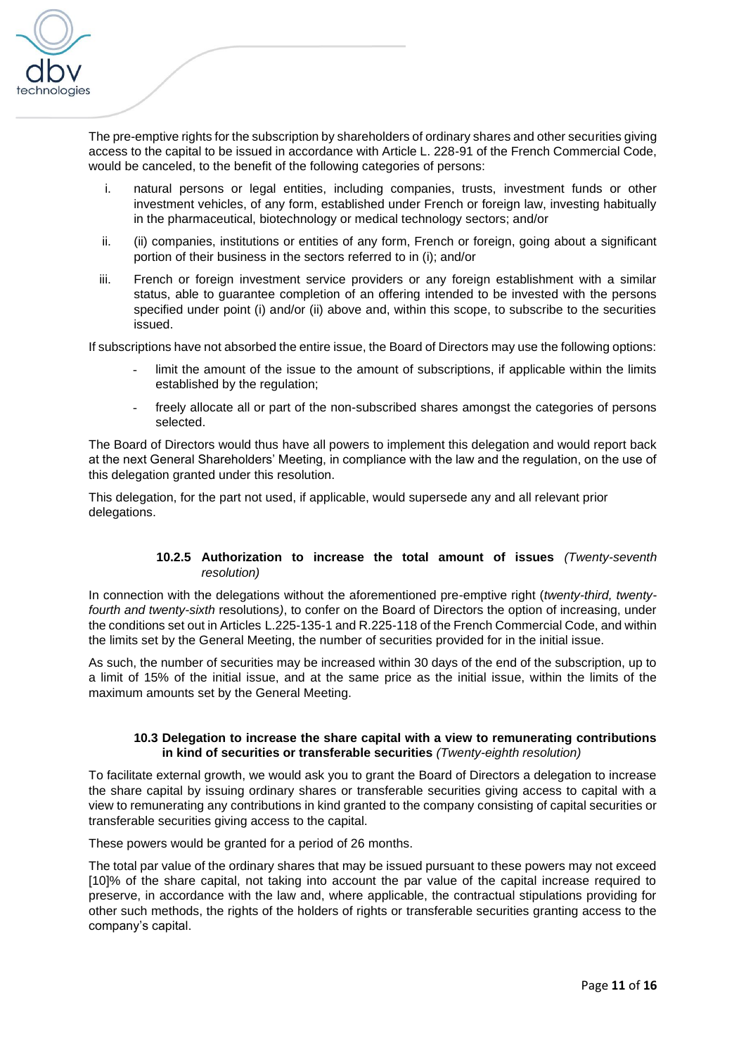The pre-emptive rights for the subscription by shareholders of ordinary shares and other securities giving access to the capital to be issued in accordance with Article L. 228-91 of the French Commercial Code, would be canceled, to the benefit of the following categories of persons:

i. natural persons or legal entities, including companies, trusts, investment funds or other investment vehicles, of any form, established under French or foreign law, investing habitually in the pharmaceutical, biotechnology or medical technology sectors; and/or

ii. (ii) companies, institutions or entities of any form, French or foreign, going about a significant portion of their business in the sectors referred to in (i); and/or

iii. French or foreign investment service providers or any foreign establishment with a similar status, able to guarantee completion of an offering intended to be invested with the persons specified under point (i) and/or (ii) above and, within this scope, to subscribe to the securities issued.

If subscriptions have not absorbed the entire issue, the Board of Directors may use the following options:

- limit the amount of the issue to the amount of subscriptions, if applicable within the limits established by the regulation;
- freely allocate all or part of the non-subscribed shares amongst the categories of persons selected.

The Board of Directors would thus have all powers to implement this delegation and would report back at the next General Shareholders' Meeting, in compliance with the law and the regulation, on the use of this delegation granted under this resolution.

This delegation, for the part not used, if applicable, would supersede any and all relevant prior delegations.

#### 10.2.5 Authorization to increase the total amount of issues *(Twenty-seventh resolution)*

In connection with the delegations without the aforementioned pre-emptive right (*twenty-third, twenty-fourth and twenty-sixth* resolutions*)*, to confer on the Board of Directors the option of increasing, under the conditions set out in Articles L.225-135-1 and R.225-118 of the French Commercial Code, and within the limits set by the General Meeting, the number of securities provided for in the initial issue.

As such, the number of securities may be increased within 30 days of the end of the subscription, up to a limit of 15% of the initial issue, and at the same price as the initial issue, within the limits of the maximum amounts set by the General Meeting.

### 10.3 Delegation to increase the share capital with a view to remunerating contributions in kind of securities or transferable securities *(Twenty-eighth resolution)*

To facilitate external growth, we would ask you to grant the Board of Directors a delegation to increase the share capital by issuing ordinary shares or transferable securities giving access to capital with a view to remunerating any contributions in kind granted to the company consisting of capital securities or transferable securities giving access to the capital.

These powers would be granted for a period of 26 months.

The total par value of the ordinary shares that may be issued pursuant to these powers may not exceed [10]% of the share capital, not taking into account the par value of the capital increase required to preserve, in accordance with the law and, where applicable, the contractual stipulations providing for other such methods, the rights of the holders of rights or transferable securities granting access to the company's capital.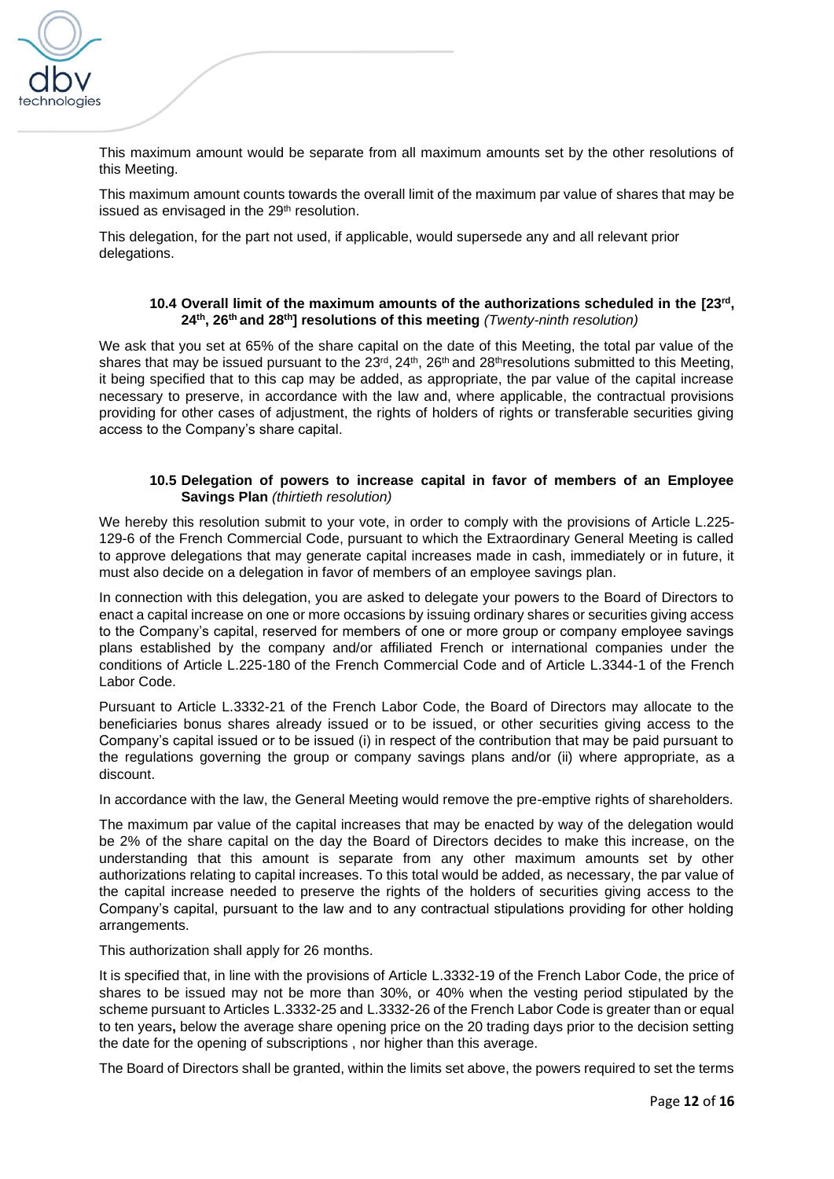This maximum amount would be separate from all maximum amounts set by the other resolutions of this Meeting.

This maximum amount counts towards the overall limit of the maximum par value of shares that may be issued as envisaged in the 29th resolution.

This delegation, for the part not used, if applicable, would supersede any and all relevant prior delegations.

### 10.4 Overall limit of the maximum amounts of the authorizations scheduled in the [23rd, 24th, 26th and 28th] resolutions of this meeting *(Twenty-ninth resolution)*

We ask that you set at 65% of the share capital on the date of this Meeting, the total par value of the shares that may be issued pursuant to the 23rd, 24th, 26th and 28thresolutions submitted to this Meeting, it being specified that to this cap may be added, as appropriate, the par value of the capital increase necessary to preserve, in accordance with the law and, where applicable, the contractual provisions providing for other cases of adjustment, the rights of holders of rights or transferable securities giving access to the Company's share capital.

### 10.5 Delegation of powers to increase capital in favor of members of an Employee Savings Plan *(thirtieth resolution)*

We hereby this resolution submit to your vote, in order to comply with the provisions of Article L.225-129-6 of the French Commercial Code, pursuant to which the Extraordinary General Meeting is called to approve delegations that may generate capital increases made in cash, immediately or in future, it must also decide on a delegation in favor of members of an employee savings plan.

In connection with this delegation, you are asked to delegate your powers to the Board of Directors to enact a capital increase on one or more occasions by issuing ordinary shares or securities giving access to the Company's capital, reserved for members of one or more group or company employee savings plans established by the company and/or affiliated French or international companies under the conditions of Article L.225-180 of the French Commercial Code and of Article L.3344-1 of the French Labor Code.

Pursuant to Article L.3332-21 of the French Labor Code, the Board of Directors may allocate to the beneficiaries bonus shares already issued or to be issued, or other securities giving access to the Company's capital issued or to be issued (i) in respect of the contribution that may be paid pursuant to the regulations governing the group or company savings plans and/or (ii) where appropriate, as a discount.

In accordance with the law, the General Meeting would remove the pre-emptive rights of shareholders.

The maximum par value of the capital increases that may be enacted by way of the delegation would be 2% of the share capital on the day the Board of Directors decides to make this increase, on the understanding that this amount is separate from any other maximum amounts set by other authorizations relating to capital increases. To this total would be added, as necessary, the par value of the capital increase needed to preserve the rights of the holders of securities giving access to the Company's capital, pursuant to the law and to any contractual stipulations providing for other holding arrangements.

This authorization shall apply for 26 months.

It is specified that, in line with the provisions of Article L.3332-19 of the French Labor Code, the price of shares to be issued may not be more than 30%, or 40% when the vesting period stipulated by the scheme pursuant to Articles L.3332-25 and L.3332-26 of the French Labor Code is greater than or equal to ten years**,** below the average share opening price on the 20 trading days prior to the decision setting the date for the opening of subscriptions , nor higher than this average.

The Board of Directors shall be granted, within the limits set above, the powers required to set the terms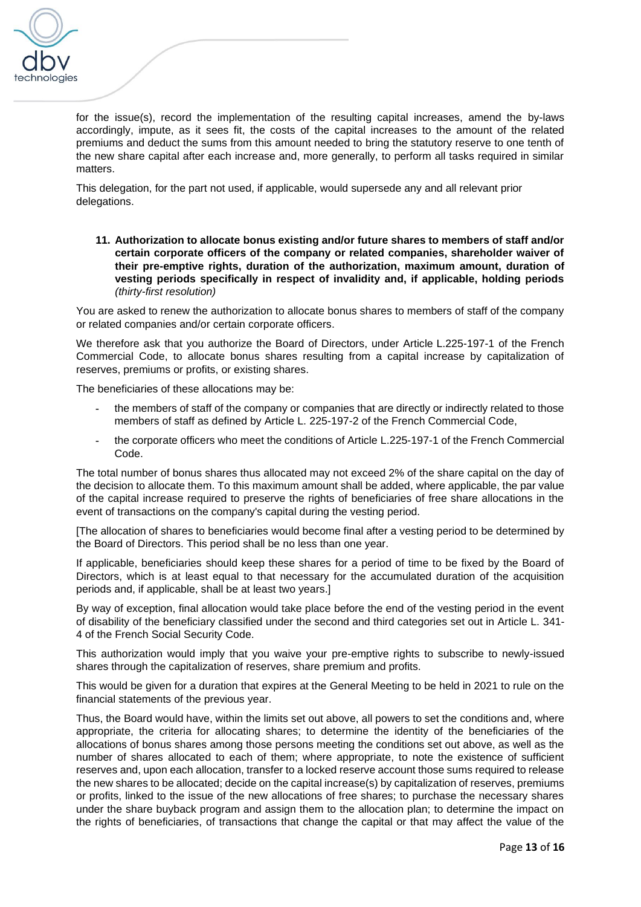for the issue(s), record the implementation of the resulting capital increases, amend the by-laws accordingly, impute, as it sees fit, the costs of the capital increases to the amount of the related premiums and deduct the sums from this amount needed to bring the statutory reserve to one tenth of the new share capital after each increase and, more generally, to perform all tasks required in similar matters.

This delegation, for the part not used, if applicable, would supersede any and all relevant prior delegations.

**11. Authorization to allocate bonus existing and/or future shares to members of staff and/or certain corporate officers of the company or related companies, shareholder waiver of their pre-emptive rights, duration of the authorization, maximum amount, duration of vesting periods specifically in respect of invalidity and, if applicable, holding periods** *(thirty-first resolution)*

You are asked to renew the authorization to allocate bonus shares to members of staff of the company or related companies and/or certain corporate officers.

We therefore ask that you authorize the Board of Directors, under Article L.225-197-1 of the French Commercial Code, to allocate bonus shares resulting from a capital increase by capitalization of reserves, premiums or profits, or existing shares.

The beneficiaries of these allocations may be:

- the members of staff of the company or companies that are directly or indirectly related to those members of staff as defined by Article L. 225-197-2 of the French Commercial Code,
- the corporate officers who meet the conditions of Article L.225-197-1 of the French Commercial Code.

The total number of bonus shares thus allocated may not exceed 2% of the share capital on the day of the decision to allocate them. To this maximum amount shall be added, where applicable, the par value of the capital increase required to preserve the rights of beneficiaries of free share allocations in the event of transactions on the company's capital during the vesting period.

[The allocation of shares to beneficiaries would become final after a vesting period to be determined by the Board of Directors. This period shall be no less than one year.

If applicable, beneficiaries should keep these shares for a period of time to be fixed by the Board of Directors, which is at least equal to that necessary for the accumulated duration of the acquisition periods and, if applicable, shall be at least two years.]

By way of exception, final allocation would take place before the end of the vesting period in the event of disability of the beneficiary classified under the second and third categories set out in Article L. 341-4 of the French Social Security Code.

This authorization would imply that you waive your pre-emptive rights to subscribe to newly-issued shares through the capitalization of reserves, share premium and profits.

This would be given for a duration that expires at the General Meeting to be held in 2021 to rule on the financial statements of the previous year.

Thus, the Board would have, within the limits set out above, all powers to set the conditions and, where appropriate, the criteria for allocating shares; to determine the identity of the beneficiaries of the allocations of bonus shares among those persons meeting the conditions set out above, as well as the number of shares allocated to each of them; where appropriate, to note the existence of sufficient reserves and, upon each allocation, transfer to a locked reserve account those sums required to release the new shares to be allocated; decide on the capital increase(s) by capitalization of reserves, premiums or profits, linked to the issue of the new allocations of free shares; to purchase the necessary shares under the share buyback program and assign them to the allocation plan; to determine the impact on the rights of beneficiaries, of transactions that change the capital or that may affect the value of the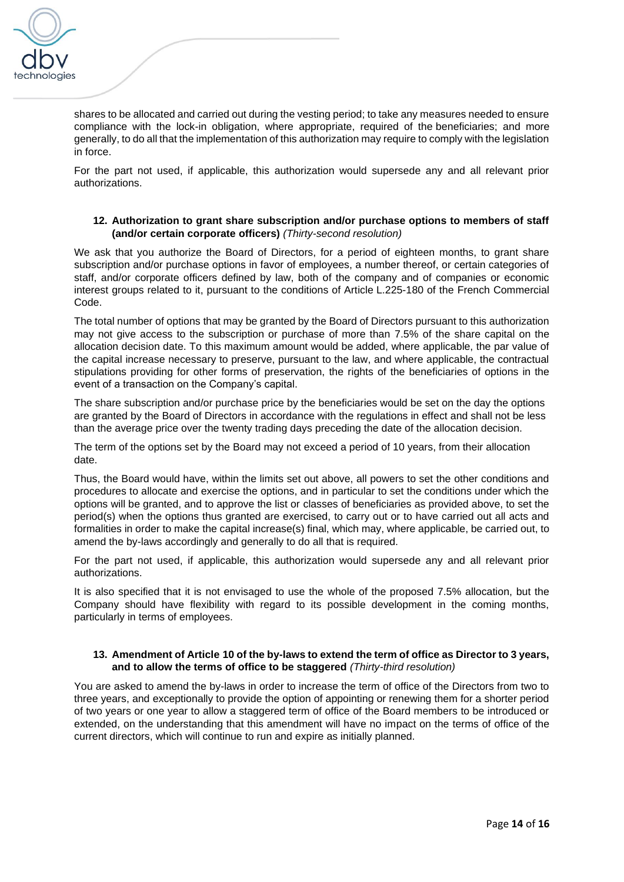shares to be allocated and carried out during the vesting period; to take any measures needed to ensure compliance with the lock-in obligation, where appropriate, required of the beneficiaries; and more generally, to do all that the implementation of this authorization may require to comply with the legislation in force.

For the part not used, if applicable, this authorization would supersede any and all relevant prior authorizations.

#### 12. Authorization to grant share subscription and/or purchase options to members of staff (and/or certain corporate officers) *(Thirty-second resolution)*

We ask that you authorize the Board of Directors, for a period of eighteen months, to grant share subscription and/or purchase options in favor of employees, a number thereof, or certain categories of staff, and/or corporate officers defined by law, both of the company and of companies or economic interest groups related to it, pursuant to the conditions of Article L.225-180 of the French Commercial Code.

The total number of options that may be granted by the Board of Directors pursuant to this authorization may not give access to the subscription or purchase of more than 7.5% of the share capital on the allocation decision date. To this maximum amount would be added, where applicable, the par value of the capital increase necessary to preserve, pursuant to the law, and where applicable, the contractual stipulations providing for other forms of preservation, the rights of the beneficiaries of options in the event of a transaction on the Company's capital.

The share subscription and/or purchase price by the beneficiaries would be set on the day the options are granted by the Board of Directors in accordance with the regulations in effect and shall not be less than the average price over the twenty trading days preceding the date of the allocation decision.

The term of the options set by the Board may not exceed a period of 10 years, from their allocation date.

Thus, the Board would have, within the limits set out above, all powers to set the other conditions and procedures to allocate and exercise the options, and in particular to set the conditions under which the options will be granted, and to approve the list or classes of beneficiaries as provided above, to set the period(s) when the options thus granted are exercised, to carry out or to have carried out all acts and formalities in order to make the capital increase(s) final, which may, where applicable, be carried out, to amend the by-laws accordingly and generally to do all that is required.

For the part not used, if applicable, this authorization would supersede any and all relevant prior authorizations.

It is also specified that it is not envisaged to use the whole of the proposed 7.5% allocation, but the Company should have flexibility with regard to its possible development in the coming months, particularly in terms of employees.

#### 13. Amendment of Article 10 of the by-laws to extend the term of office as Director to 3 years, and to allow the terms of office to be staggered *(Thirty-third resolution)*

You are asked to amend the by-laws in order to increase the term of office of the Directors from two to three years, and exceptionally to provide the option of appointing or renewing them for a shorter period of two years or one year to allow a staggered term of office of the Board members to be introduced or extended, on the understanding that this amendment will have no impact on the terms of office of the current directors, which will continue to run and expire as initially planned.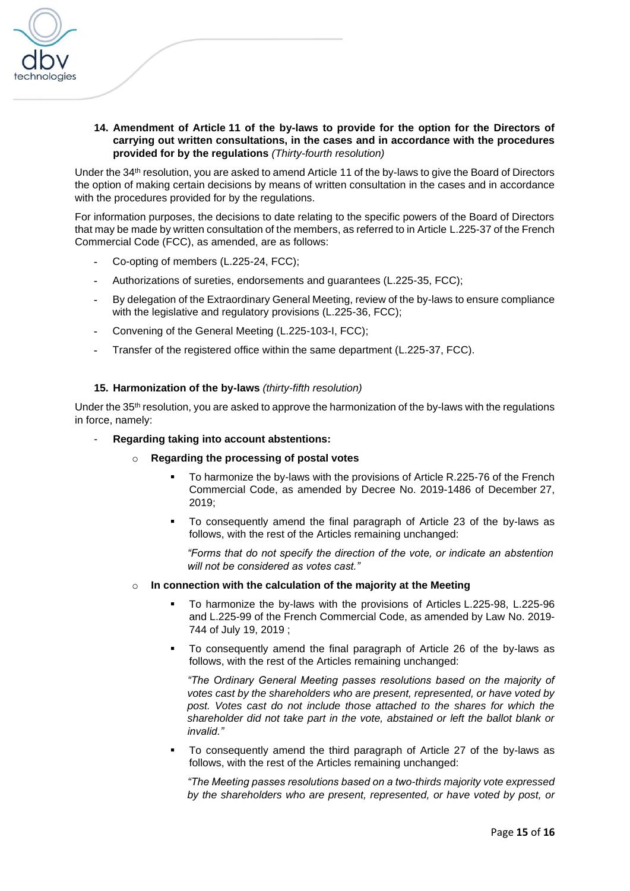**14. Amendment of Article 11 of the by-laws to provide for the option for the Directors of carrying out written consultations, in the cases and in accordance with the procedures provided for by the regulations** *(Thirty-fourth resolution)*

Under the 34th resolution, you are asked to amend Article 11 of the by-laws to give the Board of Directors the option of making certain decisions by means of written consultation in the cases and in accordance with the procedures provided for by the regulations.

For information purposes, the decisions to date relating to the specific powers of the Board of Directors that may be made by written consultation of the members, as referred to in Article L.225-37 of the French Commercial Code (FCC), as amended, are as follows:

- Co-opting of members (L.225-24, FCC);
- Authorizations of sureties, endorsements and guarantees (L.225-35, FCC);
- By delegation of the Extraordinary General Meeting, review of the by-laws to ensure compliance with the legislative and regulatory provisions (L.225-36, FCC);
- Convening of the General Meeting (L.225-103-I, FCC);
- Transfer of the registered office within the same department (L.225-37, FCC).

**15. Harmonization of the by-laws** *(thirty-fifth resolution)*

Under the 35th resolution, you are asked to approve the harmonization of the by-laws with the regulations in force, namely:

- **Regarding taking into account abstentions:**
  - **Regarding the processing of postal votes**
    - To harmonize the by-laws with the provisions of Article R.225-76 of the French Commercial Code, as amended by Decree No. 2019-1486 of December 27, 2019;
    - To consequently amend the final paragraph of Article 23 of the by-laws as follows, with the rest of the Articles remaining unchanged:

      *"Forms that do not specify the direction of the vote, or indicate an abstention will not be considered as votes cast."*
  - **In connection with the calculation of the majority at the Meeting**
    - To harmonize the by-laws with the provisions of Articles L.225-98, L.225-96 and L.225-99 of the French Commercial Code, as amended by Law No. 2019-744 of July 19, 2019 ;
    - To consequently amend the final paragraph of Article 26 of the by-laws as follows, with the rest of the Articles remaining unchanged:

      *"The Ordinary General Meeting passes resolutions based on the majority of votes cast by the shareholders who are present, represented, or have voted by post. Votes cast do not include those attached to the shares for which the shareholder did not take part in the vote, abstained or left the ballot blank or invalid."*
    - To consequently amend the third paragraph of Article 27 of the by-laws as follows, with the rest of the Articles remaining unchanged:

      *"The Meeting passes resolutions based on a two-thirds majority vote expressed by the shareholders who are present, represented, or have voted by post, or*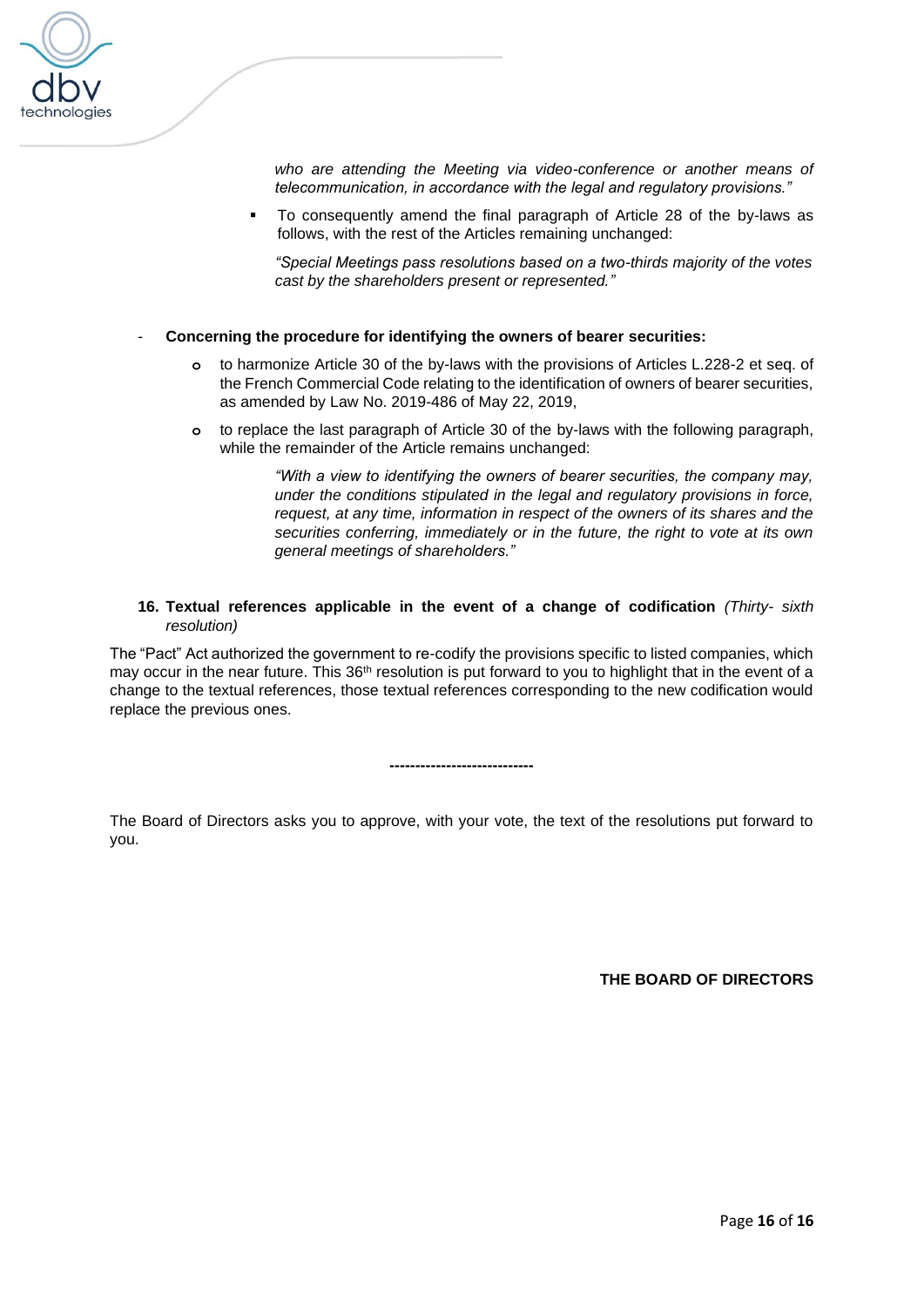*who are attending the Meeting via video-conference or another means of telecommunication, in accordance with the legal and regulatory provisions."*

- To consequently amend the final paragraph of Article 28 of the by-laws as follows, with the rest of the Articles remaining unchanged:

  *"Special Meetings pass resolutions based on a two-thirds majority of the votes cast by the shareholders present or represented."*

- **Concerning the procedure for identifying the owners of bearer securities:**
  - to harmonize Article 30 of the by-laws with the provisions of Articles L.228-2 et seq. of the French Commercial Code relating to the identification of owners of bearer securities, as amended by Law No. 2019-486 of May 22, 2019,
  - to replace the last paragraph of Article 30 of the by-laws with the following paragraph, while the remainder of the Article remains unchanged:

    *"With a view to identifying the owners of bearer securities, the company may, under the conditions stipulated in the legal and regulatory provisions in force, request, at any time, information in respect of the owners of its shares and the securities conferring, immediately or in the future, the right to vote at its own general meetings of shareholders."*

**16. Textual references applicable in the event of a change of codification** *(Thirty- sixth resolution)*

The "Pact" Act authorized the government to re-codify the provisions specific to listed companies, which may occur in the near future. This 36th resolution is put forward to you to highlight that in the event of a change to the textual references, those textual references corresponding to the new codification would replace the previous ones.

----------------------------

The Board of Directors asks you to approve, with your vote, the text of the resolutions put forward to you.

**THE BOARD OF DIRECTORS**